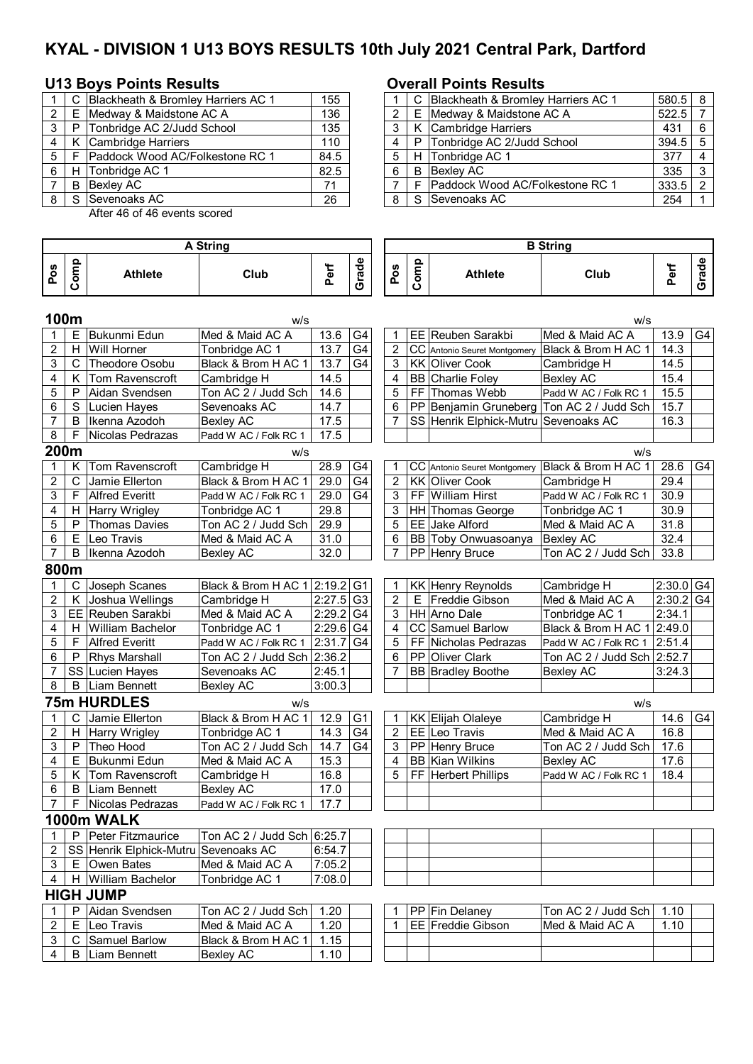# KYAL - DIVISION 1 U13 BOYS RESULTS 10th July 2021 Central Park, Dartford

## U13 Boys Points Results

| | | | |
|---|---|---|---|
| 1 | C | Blackheath & Bromley Harriers AC 1 | 155 |
| 2 | E | Medway & Maidstone AC A | 136 |
| 3 | P | Tonbridge AC 2/Judd School | 135 |
| 4 | K | Cambridge Harriers | 110 |
| 5 | F | Paddock Wood AC/Folkestone RC 1 | 84.5 |
| 6 | H | Tonbridge AC 1 | 82.5 |
| 7 | B | Bexley AC | 71 |
| 8 | S | Sevenoaks AC | 26 |

After 46 of 46 events scored

## Overall Points Results

| | | | | |
|---|---|---|---|---|
| 1 | C | Blackheath & Bromley Harriers AC 1 | 580.5 | 8 |
| 2 | E | Medway & Maidstone AC A | 522.5 | 7 |
| 3 | K | Cambridge Harriers | 431 | 6 |
| 4 | P | Tonbridge AC 2/Judd School | 394.5 | 5 |
| 5 | H | Tonbridge AC 1 | 377 | 4 |
| 6 | B | Bexley AC | 335 | 3 |
| 7 | F | Paddock Wood AC/Folkestone RC 1 | 333.5 | 2 |
| 8 | S | Sevenoaks AC | 254 | 1 |

## A String

| Pos | Comp | Athlete | Club | Perf | Grade |
|---|---|---|---|---|---|
| **100m** | | | w/s | | |
| 1 | E | Bukunmi Edun | Med & Maid AC A | 13.6 | G4 |
| 2 | H | Will Horner | Tonbridge AC 1 | 13.7 | G4 |
| 3 | C | Theodore Osobu | Black & Brom H AC 1 | 13.7 | G4 |
| 4 | K | Tom Ravenscroft | Cambridge H | 14.5 | |
| 5 | P | Aidan Svendsen | Ton AC 2 / Judd Sch | 14.6 | |
| 6 | S | Lucien Hayes | Sevenoaks AC | 14.7 | |
| 7 | B | Ikenna Azodoh | Bexley AC | 17.5 | |
| 8 | F | Nicolas Pedrazas | Padd W AC / Folk RC 1 | 17.5 | |
| **200m** | | | w/s | | |
| 1 | K | Tom Ravenscroft | Cambridge H | 28.9 | G4 |
| 2 | C | Jamie Ellerton | Black & Brom H AC 1 | 29.0 | G4 |
| 3 | F | Alfred Everitt | Padd W AC / Folk RC 1 | 29.0 | G4 |
| 4 | H | Harry Wrigley | Tonbridge AC 1 | 29.8 | |
| 5 | P | Thomas Davies | Ton AC 2 / Judd Sch | 29.9 | |
| 6 | E | Leo Travis | Med & Maid AC A | 31.0 | |
| 7 | B | Ikenna Azodoh | Bexley AC | 32.0 | |
| **800m** | | | | | |
| 1 | C | Joseph Scanes | Black & Brom H AC 1 | 2:19.2 | G1 |
| 2 | K | Joshua Wellings | Cambridge H | 2:27.5 | G3 |
| 3 | EE | Reuben Sarakbi | Med & Maid AC A | 2:29.2 | G4 |
| 4 | H | William Bachelor | Tonbridge AC 1 | 2:29.6 | G4 |
| 5 | F | Alfred Everitt | Padd W AC / Folk RC 1 | 2:31.7 | G4 |
| 6 | P | Rhys Marshall | Ton AC 2 / Judd Sch | 2:36.2 | |
| 7 | SS | Lucien Hayes | Sevenoaks AC | 2:45.1 | |
| 8 | B | Liam Bennett | Bexley AC | 3:00.3 | |
| **75m HURDLES** | | | w/s | | |
| 1 | C | Jamie Ellerton | Black & Brom H AC 1 | 12.9 | G1 |
| 2 | H | Harry Wrigley | Tonbridge AC 1 | 14.3 | G4 |
| 3 | P | Theo Hood | Ton AC 2 / Judd Sch | 14.7 | G4 |
| 4 | E | Bukunmi Edun | Med & Maid AC A | 15.3 | |
| 5 | K | Tom Ravenscroft | Cambridge H | 16.8 | |
| 6 | B | Liam Bennett | Bexley AC | 17.0 | |
| 7 | F | Nicolas Pedrazas | Padd W AC / Folk RC 1 | 17.7 | |
| **1000m WALK** | | | | | |
| 1 | P | Peter Fitzmaurice | Ton AC 2 / Judd Sch | 6:25.7 | |
| 2 | SS | Henrik Elphick-Mutru | Sevenoaks AC | 6:54.7 | |
| 3 | E | Owen Bates | Med & Maid AC A | 7:05.2 | |
| 4 | H | William Bachelor | Tonbridge AC 1 | 7:08.0 | |
| **HIGH JUMP** | | | | | |
| 1 | P | Aidan Svendsen | Ton AC 2 / Judd Sch | 1.20 | |
| 2 | E | Leo Travis | Med & Maid AC A | 1.20 | |
| 3 | C | Samuel Barlow | Black & Brom H AC 1 | 1.15 | |
| 4 | B | Liam Bennett | Bexley AC | 1.10 | |

## B String

| Pos | Comp | Athlete | Club | Perf | Grade |
|---|---|---|---|---|---|
| **100m** | | | w/s | | |
| 1 | EE | Reuben Sarakbi | Med & Maid AC A | 13.9 | G4 |
| 2 | CC | Antonio Seuret Montgomery | Black & Brom H AC 1 | 14.3 | |
| 3 | KK | Oliver Cook | Cambridge H | 14.5 | |
| 4 | BB | Charlie Foley | Bexley AC | 15.4 | |
| 5 | FF | Thomas Webb | Padd W AC / Folk RC 1 | 15.5 | |
| 6 | PP | Benjamin Gruneberg | Ton AC 2 / Judd Sch | 15.7 | |
| 7 | SS | Henrik Elphick-Mutru | Sevenoaks AC | 16.3 | |
| **200m** | | | w/s | | |
| 1 | CC | Antonio Seuret Montgomery | Black & Brom H AC 1 | 28.6 | G4 |
| 2 | KK | Oliver Cook | Cambridge H | 29.4 | |
| 3 | FF | William Hirst | Padd W AC / Folk RC 1 | 30.9 | |
| 3 | HH | Thomas George | Tonbridge AC 1 | 30.9 | |
| 5 | EE | Jake Alford | Med & Maid AC A | 31.8 | |
| 6 | BB | Toby Onwuasoanya | Bexley AC | 32.4 | |
| 7 | PP | Henry Bruce | Ton AC 2 / Judd Sch | 33.8 | |
| **800m** | | | | | |
| 1 | KK | Henry Reynolds | Cambridge H | 2:30.0 | G4 |
| 2 | E | Freddie Gibson | Med & Maid AC A | 2:30.2 | G4 |
| 3 | HH | Arno Dale | Tonbridge AC 1 | 2:34.1 | |
| 4 | CC | Samuel Barlow | Black & Brom H AC 1 | 2:49.0 | |
| 5 | FF | Nicholas Pedrazas | Padd W AC / Folk RC 1 | 2:51.4 | |
| 6 | PP | Oliver Clark | Ton AC 2 / Judd Sch | 2:52.7 | |
| 7 | BB | Bradley Boothe | Bexley AC | 3:24.3 | |
| **75m HURDLES** | | | w/s | | |
| 1 | KK | Elijah Olaleye | Cambridge H | 14.6 | G4 |
| 2 | EE | Leo Travis | Med & Maid AC A | 16.8 | |
| 3 | PP | Henry Bruce | Ton AC 2 / Judd Sch | 17.6 | |
| 4 | BB | Kian Wilkins | Bexley AC | 17.6 | |
| 5 | FF | Herbert Phillips | Padd W AC / Folk RC 1 | 18.4 | |
| **HIGH JUMP** | | | | | |
| 1 | PP | Fin Delaney | Ton AC 2 / Judd Sch | 1.10 | |
| 1 | EE | Freddie Gibson | Med & Maid AC A | 1.10 | |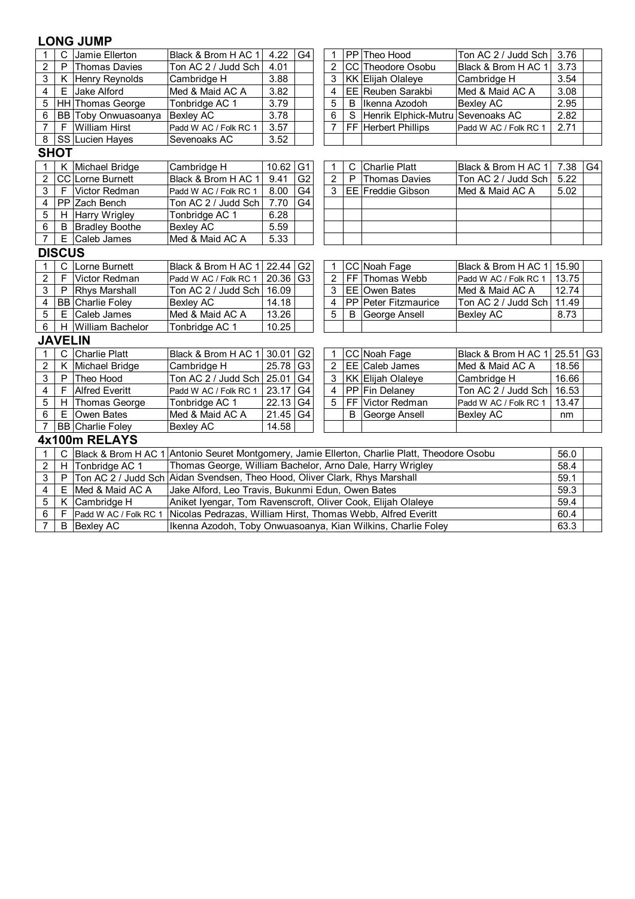## LONG JUMP

| | | | | | | | | | | | |
|---|---|---|---|---|---|---|---|---|---|---|---|
| 1 | C | Jamie Ellerton | Black & Brom H AC 1 | 4.22 | G4 | 1 | PP | Theo Hood | Ton AC 2 / Judd Sch | 3.76 | |
| 2 | P | Thomas Davies | Ton AC 2 / Judd Sch | 4.01 | | 2 | CC | Theodore Osobu | Black & Brom H AC 1 | 3.73 | |
| 3 | K | Henry Reynolds | Cambridge H | 3.88 | | 3 | KK | Elijah Olaleye | Cambridge H | 3.54 | |
| 4 | E | Jake Alford | Med & Maid AC A | 3.82 | | 4 | EE | Reuben Sarakbi | Med & Maid AC A | 3.08 | |
| 5 | HH | Thomas George | Tonbridge AC 1 | 3.79 | | 5 | B | Ikenna Azodoh | Bexley AC | 2.95 | |
| 6 | BB | Toby Onwuasoanya | Bexley AC | 3.78 | | 6 | S | Henrik Elphick-Mutru | Sevenoaks AC | 2.82 | |
| 7 | F | William Hirst | Padd W AC / Folk RC 1 | 3.57 | | 7 | FF | Herbert Phillips | Padd W AC / Folk RC 1 | 2.71 | |
| 8 | SS | Lucien Hayes | Sevenoaks AC | 3.52 | | | | | | | |

## SHOT

| | | | | | | | | | | | |
|---|---|---|---|---|---|---|---|---|---|---|---|
| 1 | K | Michael Bridge | Cambridge H | 10.62 | G1 | 1 | C | Charlie Platt | Black & Brom H AC 1 | 7.38 | G4 |
| 2 | CC | Lorne Burnett | Black & Brom H AC 1 | 9.41 | G2 | 2 | P | Thomas Davies | Ton AC 2 / Judd Sch | 5.22 | |
| 3 | F | Victor Redman | Padd W AC / Folk RC 1 | 8.00 | G4 | 3 | EE | Freddie Gibson | Med & Maid AC A | 5.02 | |
| 4 | PP | Zach Bench | Ton AC 2 / Judd Sch | 7.70 | G4 | | | | | | |
| 5 | H | Harry Wrigley | Tonbridge AC 1 | 6.28 | | | | | | | |
| 6 | B | Bradley Boothe | Bexley AC | 5.59 | | | | | | | |
| 7 | E | Caleb James | Med & Maid AC A | 5.33 | | | | | | | |

## DISCUS

| | | | | | | | | | | | |
|---|---|---|---|---|---|---|---|---|---|---|---|
| 1 | C | Lorne Burnett | Black & Brom H AC 1 | 22.44 | G2 | 1 | CC | Noah Fage | Black & Brom H AC 1 | 15.90 | |
| 2 | F | Victor Redman | Padd W AC / Folk RC 1 | 20.36 | G3 | 2 | FF | Thomas Webb | Padd W AC / Folk RC 1 | 13.75 | |
| 3 | P | Rhys Marshall | Ton AC 2 / Judd Sch | 16.09 | | 3 | EE | Owen Bates | Med & Maid AC A | 12.74 | |
| 4 | BB | Charlie Foley | Bexley AC | 14.18 | | 4 | PP | Peter Fitzmaurice | Ton AC 2 / Judd Sch | 11.49 | |
| 5 | E | Caleb James | Med & Maid AC A | 13.26 | | 5 | B | George Ansell | Bexley AC | 8.73 | |
| 6 | H | William Bachelor | Tonbridge AC 1 | 10.25 | | | | | | | |

## JAVELIN

| | | | | | | | | | | | |
|---|---|---|---|---|---|---|---|---|---|---|---|
| 1 | C | Charlie Platt | Black & Brom H AC 1 | 30.01 | G2 | 1 | CC | Noah Fage | Black & Brom H AC 1 | 25.51 | G3 |
| 2 | K | Michael Bridge | Cambridge H | 25.78 | G3 | 2 | EE | Caleb James | Med & Maid AC A | 18.56 | |
| 3 | P | Theo Hood | Ton AC 2 / Judd Sch | 25.01 | G4 | 3 | KK | Elijah Olaleye | Cambridge H | 16.66 | |
| 4 | F | Alfred Everitt | Padd W AC / Folk RC 1 | 23.17 | G4 | 4 | PP | Fin Delaney | Ton AC 2 / Judd Sch | 16.53 | |
| 5 | H | Thomas George | Tonbridge AC 1 | 22.13 | G4 | 5 | FF | Victor Redman | Padd W AC / Folk RC 1 | 13.47 | |
| 6 | E | Owen Bates | Med & Maid AC A | 21.45 | G4 | | B | George Ansell | Bexley AC | nm | |
| 7 | BB | Charlie Foley | Bexley AC | 14.58 | | | | | | | |

## 4x100m RELAYS

| | | | | | |
|---|---|---|---|---|---|
| 1 | C | Black & Brom H AC 1 | Antonio Seuret Montgomery, Jamie Ellerton, Charlie Platt, Theodore Osobu | 56.0 | |
| 2 | H | Tonbridge AC 1 | Thomas George, William Bachelor, Arno Dale, Harry Wrigley | 58.4 | |
| 3 | P | Ton AC 2 / Judd Sch | Aidan Svendsen, Theo Hood, Oliver Clark, Rhys Marshall | 59.1 | |
| 4 | E | Med & Maid AC A | Jake Alford, Leo Travis, Bukunmi Edun, Owen Bates | 59.3 | |
| 5 | K | Cambridge H | Aniket Iyengar, Tom Ravenscroft, Oliver Cook, Elijah Olaleye | 59.4 | |
| 6 | F | Padd W AC / Folk RC 1 | Nicolas Pedrazas, William Hirst, Thomas Webb, Alfred Everitt | 60.4 | |
| 7 | B | Bexley AC | Ikenna Azodoh, Toby Onwuasoanya, Kian Wilkins, Charlie Foley | 63.3 | |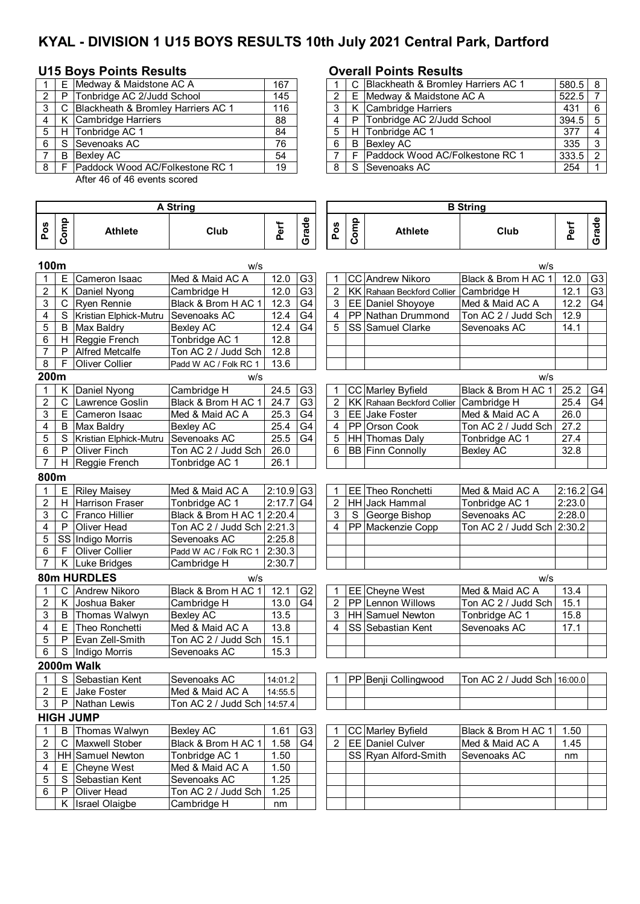# KYAL - DIVISION 1 U15 BOYS RESULTS 10th July 2021 Central Park, Dartford

## U15 Boys Points Results

| | | | |
|---|---|---|---|
| 1 | E | Medway & Maidstone AC A | 167 |
| 2 | P | Tonbridge AC 2/Judd School | 145 |
| 3 | C | Blackheath & Bromley Harriers AC 1 | 116 |
| 4 | K | Cambridge Harriers | 88 |
| 5 | H | Tonbridge AC 1 | 84 |
| 6 | S | Sevenoaks AC | 76 |
| 7 | B | Bexley AC | 54 |
| 8 | F | Paddock Wood AC/Folkestone RC 1 | 19 |

After 46 of 46 events scored

## Overall Points Results

| | | | | |
|---|---|---|---|---|
| 1 | C | Blackheath & Bromley Harriers AC 1 | 580.5 | 8 |
| 2 | E | Medway & Maidstone AC A | 522.5 | 7 |
| 3 | K | Cambridge Harriers | 431 | 6 |
| 4 | P | Tonbridge AC 2/Judd School | 394.5 | 5 |
| 5 | H | Tonbridge AC 1 | 377 | 4 |
| 6 | B | Bexley AC | 335 | 3 |
| 7 | F | Paddock Wood AC/Folkestone RC 1 | 333.5 | 2 |
| 8 | S | Sevenoaks AC | 254 | 1 |

## A String

### 100m (w/s)

| Pos | Comp | Athlete | Club | Perf | Grade |
|---|---|---|---|---|---|
| 1 | E | Cameron Isaac | Med & Maid AC A | 12.0 | G3 |
| 2 | K | Daniel Nyong | Cambridge H | 12.0 | G3 |
| 3 | C | Ryen Rennie | Black & Brom H AC 1 | 12.3 | G4 |
| 4 | S | Kristian Elphick-Mutru | Sevenoaks AC | 12.4 | G4 |
| 5 | B | Max Baldry | Bexley AC | 12.4 | G4 |
| 6 | H | Reggie French | Tonbridge AC 1 | 12.8 | |
| 7 | P | Alfred Metcalfe | Ton AC 2 / Judd Sch | 12.8 | |
| 8 | F | Oliver Collier | Padd W AC / Folk RC 1 | 13.6 | |

### 200m (w/s)

| Pos | Comp | Athlete | Club | Perf | Grade |
|---|---|---|---|---|---|
| 1 | K | Daniel Nyong | Cambridge H | 24.5 | G3 |
| 2 | C | Lawrence Goslin | Black & Brom H AC 1 | 24.7 | G3 |
| 3 | E | Cameron Isaac | Med & Maid AC A | 25.3 | G4 |
| 4 | B | Max Baldry | Bexley AC | 25.4 | G4 |
| 5 | S | Kristian Elphick-Mutru | Sevenoaks AC | 25.5 | G4 |
| 6 | P | Oliver Finch | Ton AC 2 / Judd Sch | 26.0 | |
| 7 | H | Reggie French | Tonbridge AC 1 | 26.1 | |

### 800m

| Pos | Comp | Athlete | Club | Perf | Grade |
|---|---|---|---|---|---|
| 1 | E | Riley Maisey | Med & Maid AC A | 2:10.9 | G3 |
| 2 | H | Harrison Fraser | Tonbridge AC 1 | 2:17.7 | G4 |
| 3 | C | Franco Hillier | Black & Brom H AC 1 | 2:20.4 | |
| 4 | P | Oliver Head | Ton AC 2 / Judd Sch | 2:21.3 | |
| 5 | SS | Indigo Morris | Sevenoaks AC | 2:25.8 | |
| 6 | F | Oliver Collier | Padd W AC / Folk RC 1 | 2:30.3 | |
| 7 | K | Luke Bridges | Cambridge H | 2:30.7 | |

### 80m HURDLES (w/s)

| Pos | Comp | Athlete | Club | Perf | Grade |
|---|---|---|---|---|---|
| 1 | C | Andrew Nikoro | Black & Brom H AC 1 | 12.1 | G2 |
| 2 | K | Joshua Baker | Cambridge H | 13.0 | G4 |
| 3 | B | Thomas Walwyn | Bexley AC | 13.5 | |
| 4 | E | Theo Ronchetti | Med & Maid AC A | 13.8 | |
| 5 | P | Evan Zell-Smith | Ton AC 2 / Judd Sch | 15.1 | |
| 6 | S | Indigo Morris | Sevenoaks AC | 15.3 | |

### 2000m Walk

| Pos | Comp | Athlete | Club | Perf | Grade |
|---|---|---|---|---|---|
| 1 | S | Sebastian Kent | Sevenoaks AC | 14:01.2 | |
| 2 | E | Jake Foster | Med & Maid AC A | 14:55.5 | |
| 3 | P | Nathan Lewis | Ton AC 2 / Judd Sch | 14:57.4 | |

### HIGH JUMP

| Pos | Comp | Athlete | Club | Perf | Grade |
|---|---|---|---|---|---|
| 1 | B | Thomas Walwyn | Bexley AC | 1.61 | G3 |
| 2 | C | Maxwell Stober | Black & Brom H AC 1 | 1.58 | G4 |
| 3 | HH | Samuel Newton | Tonbridge AC 1 | 1.50 | |
| 4 | E | Cheyne West | Med & Maid AC A | 1.50 | |
| 5 | S | Sebastian Kent | Sevenoaks AC | 1.25 | |
| 6 | P | Oliver Head | Ton AC 2 / Judd Sch | 1.25 | |
| | K | Israel Olaigbe | Cambridge H | nm | |

## B String

### 100m (w/s)

| Pos | Comp | Athlete | Club | Perf | Grade |
|---|---|---|---|---|---|
| 1 | CC | Andrew Nikoro | Black & Brom H AC 1 | 12.0 | G3 |
| 2 | KK | Rahaan Beckford Collier | Cambridge H | 12.1 | G3 |
| 3 | EE | Daniel Shoyoye | Med & Maid AC A | 12.2 | G4 |
| 4 | PP | Nathan Drummond | Ton AC 2 / Judd Sch | 12.9 | |
| 5 | SS | Samuel Clarke | Sevenoaks AC | 14.1 | |

### 200m (w/s)

| Pos | Comp | Athlete | Club | Perf | Grade |
|---|---|---|---|---|---|
| 1 | CC | Marley Byfield | Black & Brom H AC 1 | 25.2 | G4 |
| 2 | KK | Rahaan Beckford Collier | Cambridge H | 25.4 | G4 |
| 3 | EE | Jake Foster | Med & Maid AC A | 26.0 | |
| 4 | PP | Orson Cook | Ton AC 2 / Judd Sch | 27.2 | |
| 5 | HH | Thomas Daly | Tonbridge AC 1 | 27.4 | |
| 6 | BB | Finn Connolly | Bexley AC | 32.8 | |

### 800m

| Pos | Comp | Athlete | Club | Perf | Grade |
|---|---|---|---|---|---|
| 1 | EE | Theo Ronchetti | Med & Maid AC A | 2:16.2 | G4 |
| 2 | HH | Jack Hammal | Tonbridge AC 1 | 2:23.0 | |
| 3 | S | George Bishop | Sevenoaks AC | 2:28.0 | |
| 4 | PP | Mackenzie Copp | Ton AC 2 / Judd Sch | 2:30.2 | |

### 80m HURDLES (w/s)

| Pos | Comp | Athlete | Club | Perf | Grade |
|---|---|---|---|---|---|
| 1 | EE | Cheyne West | Med & Maid AC A | 13.4 | |
| 2 | PP | Lennon Willows | Ton AC 2 / Judd Sch | 15.1 | |
| 3 | HH | Samuel Newton | Tonbridge AC 1 | 15.8 | |
| 4 | SS | Sebastian Kent | Sevenoaks AC | 17.1 | |

### 2000m Walk

| Pos | Comp | Athlete | Club | Perf | Grade |
|---|---|---|---|---|---|
| 1 | PP | Benji Collingwood | Ton AC 2 / Judd Sch | 16:00.0 | |

### HIGH JUMP

| Pos | Comp | Athlete | Club | Perf | Grade |
|---|---|---|---|---|---|
| 1 | CC | Marley Byfield | Black & Brom H AC 1 | 1.50 | |
| 2 | EE | Daniel Culver | Med & Maid AC A | 1.45 | |
| | SS | Ryan Alford-Smith | Sevenoaks AC | nm | |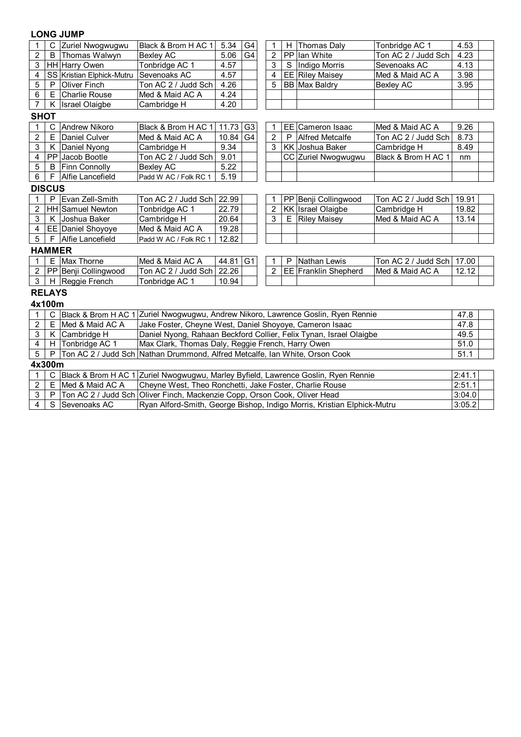### LONG JUMP

| | | | | | | | | | | | |
|---|---|---|---|---|---|---|---|---|---|---|---|
| 1 | C | Zuriel Nwogwugwu | Black & Brom H AC 1 | 5.34 | G4 | 1 | H | Thomas Daly | Tonbridge AC 1 | 4.53 | |
| 2 | B | Thomas Walwyn | Bexley AC | 5.06 | G4 | 2 | PP | Ian White | Ton AC 2 / Judd Sch | 4.23 | |
| 3 | HH | Harry Owen | Tonbridge AC 1 | 4.57 | | 3 | S | Indigo Morris | Sevenoaks AC | 4.13 | |
| 4 | SS | Kristian Elphick-Mutru | Sevenoaks AC | 4.57 | | 4 | EE | Riley Maisey | Med & Maid AC A | 3.98 | |
| 5 | P | Oliver Finch | Ton AC 2 / Judd Sch | 4.26 | | 5 | BB | Max Baldry | Bexley AC | 3.95 | |
| 6 | E | Charlie Rouse | Med & Maid AC A | 4.24 | | | | | | | |
| 7 | K | Israel Olaigbe | Cambridge H | 4.20 | | | | | | | |

### SHOT

| | | | | | | | | | | | |
|---|---|---|---|---|---|---|---|---|---|---|---|
| 1 | C | Andrew Nikoro | Black & Brom H AC 1 | 11.73 | G3 | 1 | EE | Cameron Isaac | Med & Maid AC A | 9.26 | |
| 2 | E | Daniel Culver | Med & Maid AC A | 10.84 | G4 | 2 | P | Alfred Metcalfe | Ton AC 2 / Judd Sch | 8.73 | |
| 3 | K | Daniel Nyong | Cambridge H | 9.34 | | 3 | KK | Joshua Baker | Cambridge H | 8.49 | |
| 4 | PP | Jacob Bootle | Ton AC 2 / Judd Sch | 9.01 | | | CC | Zuriel Nwogwugwu | Black & Brom H AC 1 | nm | |
| 5 | B | Finn Connolly | Bexley AC | 5.22 | | | | | | | |
| 6 | F | Alfie Lancefield | Padd W AC / Folk RC 1 | 5.19 | | | | | | | |

### DISCUS

| | | | | | | | | | | | |
|---|---|---|---|---|---|---|---|---|---|---|---|
| 1 | P | Evan Zell-Smith | Ton AC 2 / Judd Sch | 22.99 | | 1 | PP | Benji Collingwood | Ton AC 2 / Judd Sch | 19.91 | |
| 2 | HH | Samuel Newton | Tonbridge AC 1 | 22.79 | | 2 | KK | Israel Olaigbe | Cambridge H | 19.82 | |
| 3 | K | Joshua Baker | Cambridge H | 20.64 | | 3 | E | Riley Maisey | Med & Maid AC A | 13.14 | |
| 4 | EE | Daniel Shoyoye | Med & Maid AC A | 19.28 | | | | | | | |
| 5 | F | Alfie Lancefield | Padd W AC / Folk RC 1 | 12.82 | | | | | | | |

### HAMMER

| | | | | | | | | | | | |
|---|---|---|---|---|---|---|---|---|---|---|---|
| 1 | E | Max Thorne | Med & Maid AC A | 44.81 | G1 | 1 | P | Nathan Lewis | Ton AC 2 / Judd Sch | 17.00 | |
| 2 | PP | Benji Collingwood | Ton AC 2 / Judd Sch | 22.26 | | 2 | EE | Franklin Shepherd | Med & Maid AC A | 12.12 | |
| 3 | H | Reggie French | Tonbridge AC 1 | 10.94 | | | | | | | |

### RELAYS

#### 4x100m

| | | | | | |
|---|---|---|---|---|---|
| 1 | C | Black & Brom H AC 1 | Zuriel Nwogwugwu, Andrew Nikoro, Lawrence Goslin, Ryen Rennie | 47.8 | |
| 2 | E | Med & Maid AC A | Jake Foster, Cheyne West, Daniel Shoyoye, Cameron Isaac | 47.8 | |
| 3 | K | Cambridge H | Daniel Nyong, Rahaan Beckford Collier, Felix Tynan, Israel Olaigbe | 49.5 | |
| 4 | H | Tonbridge AC 1 | Max Clark, Thomas Daly, Reggie French, Harry Owen | 51.0 | |
| 5 | P | Ton AC 2 / Judd Sch | Nathan Drummond, Alfred Metcalfe, Ian White, Orson Cook | 51.1 | |

#### 4x300m

| | | | | | |
|---|---|---|---|---|---|
| 1 | C | Black & Brom H AC 1 | Zuriel Nwogwugwu, Marley Byfield, Lawrence Goslin, Ryen Rennie | 2:41.1 | |
| 2 | E | Med & Maid AC A | Cheyne West, Theo Ronchetti, Jake Foster, Charlie Rouse | 2:51.1 | |
| 3 | P | Ton AC 2 / Judd Sch | Oliver Finch, Mackenzie Copp, Orson Cook, Oliver Head | 3:04.0 | |
| 4 | S | Sevenoaks AC | Ryan Alford-Smith, George Bishop, Indigo Morris, Kristian Elphick-Mutru | 3:05.2 | |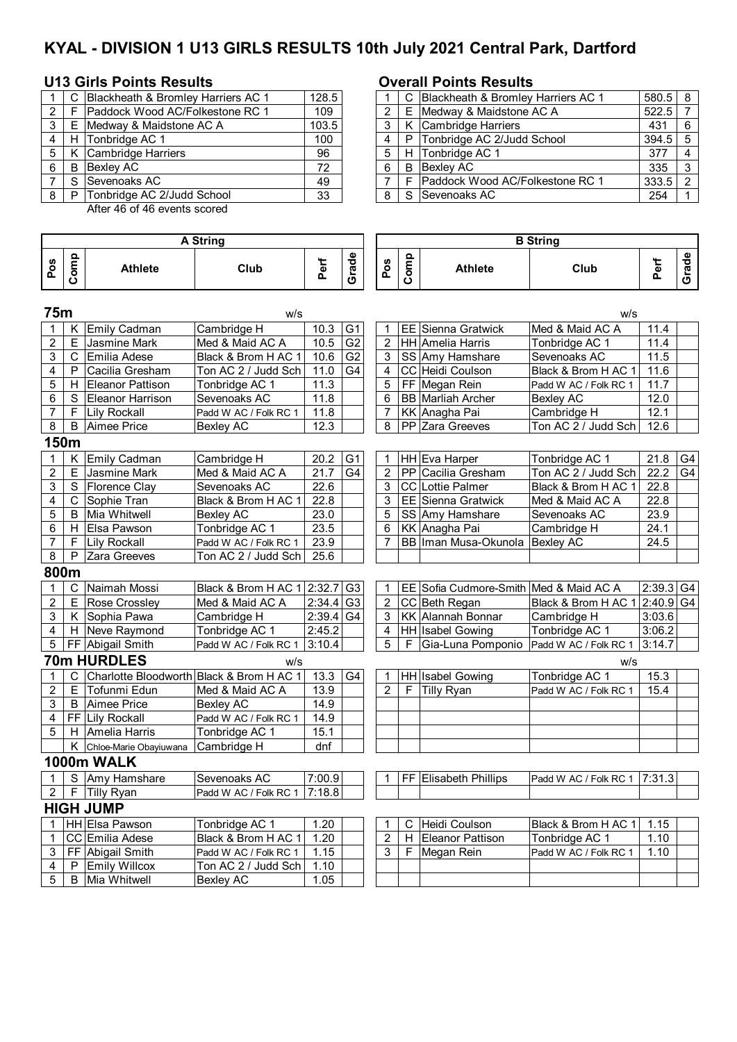# KYAL - DIVISION 1 U13 GIRLS RESULTS 10th July 2021 Central Park, Dartford

### U13 Girls Points Results

| | | | |
|---|---|---|---|
| 1 | C | Blackheath & Bromley Harriers AC 1 | 128.5 |
| 2 | F | Paddock Wood AC/Folkestone RC 1 | 109 |
| 3 | E | Medway & Maidstone AC A | 103.5 |
| 4 | H | Tonbridge AC 1 | 100 |
| 5 | K | Cambridge Harriers | 96 |
| 6 | B | Bexley AC | 72 |
| 7 | S | Sevenoaks AC | 49 |
| 8 | P | Tonbridge AC 2/Judd School | 33 |

After 46 of 46 events scored

### Overall Points Results

| | | | | |
|---|---|---|---|---|
| 1 | C | Blackheath & Bromley Harriers AC 1 | 580.5 | 8 |
| 2 | E | Medway & Maidstone AC A | 522.5 | 7 |
| 3 | K | Cambridge Harriers | 431 | 6 |
| 4 | P | Tonbridge AC 2/Judd School | 394.5 | 5 |
| 5 | H | Tonbridge AC 1 | 377 | 4 |
| 6 | B | Bexley AC | 335 | 3 |
| 7 | F | Paddock Wood AC/Folkestone RC 1 | 333.5 | 2 |
| 8 | S | Sevenoaks AC | 254 | 1 |

### 75m (w/s)

| Pos | Comp | Athlete | Club | Perf | Grade | Pos | Comp | Athlete | Club | Perf | Grade |
|---|---|---|---|---|---|---|---|---|---|---|---|
| | | **A String** | | | | | | **B String** | | | |
| 1 | K | Emily Cadman | Cambridge H | 10.3 | G1 | 1 | EE | Sienna Gratwick | Med & Maid AC A | 11.4 | |
| 2 | E | Jasmine Mark | Med & Maid AC A | 10.5 | G2 | 2 | HH | Amelia Harris | Tonbridge AC 1 | 11.4 | |
| 3 | C | Emilia Adese | Black & Brom H AC 1 | 10.6 | G2 | 3 | SS | Amy Hamshare | Sevenoaks AC | 11.5 | |
| 4 | P | Cacilia Gresham | Ton AC 2 / Judd Sch | 11.0 | G4 | 4 | CC | Heidi Coulson | Black & Brom H AC 1 | 11.6 | |
| 5 | H | Eleanor Pattison | Tonbridge AC 1 | 11.3 | | 5 | FF | Megan Rein | Padd W AC / Folk RC 1 | 11.7 | |
| 6 | S | Eleanor Harrison | Sevenoaks AC | 11.8 | | 6 | BB | Marliah Archer | Bexley AC | 12.0 | |
| 7 | F | Lily Rockall | Padd W AC / Folk RC 1 | 11.8 | | 7 | KK | Anagha Pai | Cambridge H | 12.1 | |
| 8 | B | Aimee Price | Bexley AC | 12.3 | | 8 | PP | Zara Greeves | Ton AC 2 / Judd Sch | 12.6 | |

### 150m

| Pos | Comp | Athlete | Club | Perf | Grade | Pos | Comp | Athlete | Club | Perf | Grade |
|---|---|---|---|---|---|---|---|---|---|---|---|
| 1 | K | Emily Cadman | Cambridge H | 20.2 | G1 | 1 | HH | Eva Harper | Tonbridge AC 1 | 21.8 | G4 |
| 2 | E | Jasmine Mark | Med & Maid AC A | 21.7 | G4 | 2 | PP | Cacilia Gresham | Ton AC 2 / Judd Sch | 22.2 | G4 |
| 3 | S | Florence Clay | Sevenoaks AC | 22.6 | | 3 | CC | Lottie Palmer | Black & Brom H AC 1 | 22.8 | |
| 4 | C | Sophie Tran | Black & Brom H AC 1 | 22.8 | | 3 | EE | Sienna Gratwick | Med & Maid AC A | 22.8 | |
| 5 | B | Mia Whitwell | Bexley AC | 23.0 | | 5 | SS | Amy Hamshare | Sevenoaks AC | 23.9 | |
| 6 | H | Elsa Pawson | Tonbridge AC 1 | 23.5 | | 6 | KK | Anagha Pai | Cambridge H | 24.1 | |
| 7 | F | Lily Rockall | Padd W AC / Folk RC 1 | 23.9 | | 7 | BB | Iman Musa-Okunola | Bexley AC | 24.5 | |
| 8 | P | Zara Greeves | Ton AC 2 / Judd Sch | 25.6 | | | | | | | |

### 800m

| Pos | Comp | Athlete | Club | Perf | Grade | Pos | Comp | Athlete | Club | Perf | Grade |
|---|---|---|---|---|---|---|---|---|---|---|---|
| 1 | C | Naimah Mossi | Black & Brom H AC 1 | 2:32.7 | G3 | 1 | EE | Sofia Cudmore-Smith | Med & Maid AC A | 2:39.3 | G4 |
| 2 | E | Rose Crossley | Med & Maid AC A | 2:34.4 | G3 | 2 | CC | Beth Regan | Black & Brom H AC 1 | 2:40.9 | G4 |
| 3 | K | Sophia Pawa | Cambridge H | 2:39.4 | G4 | 3 | KK | Alannah Bonnar | Cambridge H | 3:03.6 | |
| 4 | H | Neve Raymond | Tonbridge AC 1 | 2:45.2 | | 4 | HH | Isabel Gowing | Tonbridge AC 1 | 3:06.2 | |
| 5 | FF | Abigail Smith | Padd W AC / Folk RC 1 | 3:10.4 | | 5 | F | Gia-Luna Pomponio | Padd W AC / Folk RC 1 | 3:14.7 | |

### 70m HURDLES (w/s)

| Pos | Comp | Athlete | Club | Perf | Grade | Pos | Comp | Athlete | Club | Perf | Grade |
|---|---|---|---|---|---|---|---|---|---|---|---|
| 1 | C | Charlotte Bloodworth | Black & Brom H AC 1 | 13.3 | G4 | 1 | HH | Isabel Gowing | Tonbridge AC 1 | 15.3 | |
| 2 | E | Tofunmi Edun | Med & Maid AC A | 13.9 | | 2 | F | Tilly Ryan | Padd W AC / Folk RC 1 | 15.4 | |
| 3 | B | Aimee Price | Bexley AC | 14.9 | | | | | | | |
| 4 | FF | Lily Rockall | Padd W AC / Folk RC 1 | 14.9 | | | | | | | |
| 5 | H | Amelia Harris | Tonbridge AC 1 | 15.1 | | | | | | | |
| | K | Chloe-Marie Obayiuwana | Cambridge H | dnf | | | | | | | |

### 1000m WALK

| Pos | Comp | Athlete | Club | Perf | Grade | Pos | Comp | Athlete | Club | Perf | Grade |
|---|---|---|---|---|---|---|---|---|---|---|---|
| 1 | S | Amy Hamshare | Sevenoaks AC | 7:00.9 | | 1 | FF | Elisabeth Phillips | Padd W AC / Folk RC 1 | 7:31.3 | |
| 2 | F | Tilly Ryan | Padd W AC / Folk RC 1 | 7:18.8 | | | | | | | |

### HIGH JUMP

| Pos | Comp | Athlete | Club | Perf | Grade | Pos | Comp | Athlete | Club | Perf | Grade |
|---|---|---|---|---|---|---|---|---|---|---|---|
| 1 | HH | Elsa Pawson | Tonbridge AC 1 | 1.20 | | 1 | C | Heidi Coulson | Black & Brom H AC 1 | 1.15 | |
| 1 | CC | Emilia Adese | Black & Brom H AC 1 | 1.20 | | 2 | H | Eleanor Pattison | Tonbridge AC 1 | 1.10 | |
| 3 | FF | Abigail Smith | Padd W AC / Folk RC 1 | 1.15 | | 3 | F | Megan Rein | Padd W AC / Folk RC 1 | 1.10 | |
| 4 | P | Emily Willcox | Ton AC 2 / Judd Sch | 1.10 | | | | | | | |
| 5 | B | Mia Whitwell | Bexley AC | 1.05 | | | | | | | |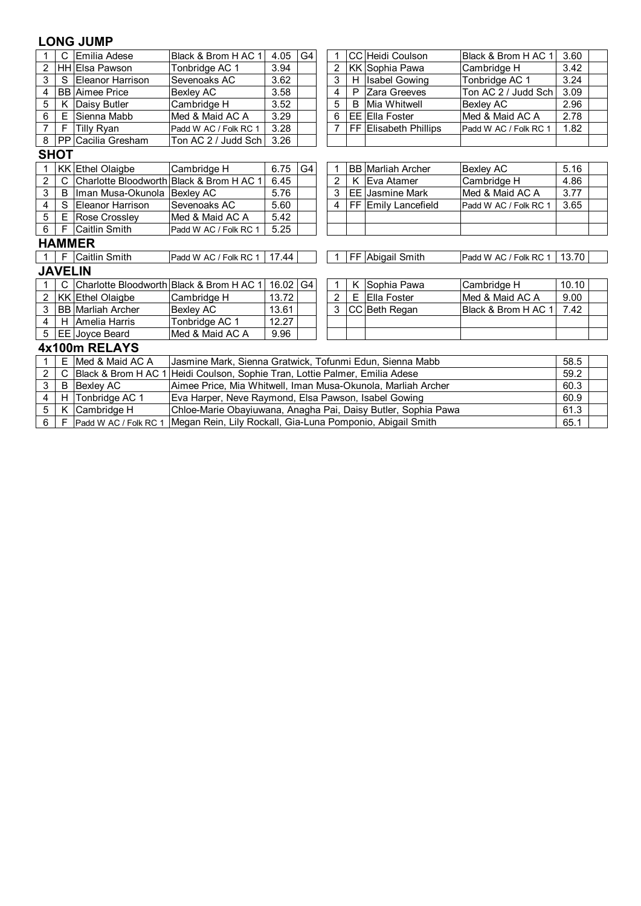## LONG JUMP

| | | | | | | | | | | | |
|---|---|---|---|---|---|---|---|---|---|---|---|
| 1 | C | Emilia Adese | Black & Brom H AC 1 | 4.05 | G4 | 1 | CC | Heidi Coulson | Black & Brom H AC 1 | 3.60 | |
| 2 | HH | Elsa Pawson | Tonbridge AC 1 | 3.94 | | 2 | KK | Sophia Pawa | Cambridge H | 3.42 | |
| 3 | S | Eleanor Harrison | Sevenoaks AC | 3.62 | | 3 | H | Isabel Gowing | Tonbridge AC 1 | 3.24 | |
| 4 | BB | Aimee Price | Bexley AC | 3.58 | | 4 | P | Zara Greeves | Ton AC 2 / Judd Sch | 3.09 | |
| 5 | K | Daisy Butler | Cambridge H | 3.52 | | 5 | B | Mia Whitwell | Bexley AC | 2.96 | |
| 6 | E | Sienna Mabb | Med & Maid AC A | 3.29 | | 6 | EE | Ella Foster | Med & Maid AC A | 2.78 | |
| 7 | F | Tilly Ryan | Padd W AC / Folk RC 1 | 3.28 | | 7 | FF | Elisabeth Phillips | Padd W AC / Folk RC 1 | 1.82 | |
| 8 | PP | Cacilia Gresham | Ton AC 2 / Judd Sch | 3.26 | | | | | | | |

## SHOT

| | | | | | | | | | | | |
|---|---|---|---|---|---|---|---|---|---|---|---|
| 1 | KK | Ethel Olaigbe | Cambridge H | 6.75 | G4 | 1 | BB | Marliah Archer | Bexley AC | 5.16 | |
| 2 | C | Charlotte Bloodworth | Black & Brom H AC 1 | 6.45 | | 2 | K | Eva Atamer | Cambridge H | 4.86 | |
| 3 | B | Iman Musa-Okunola | Bexley AC | 5.76 | | 3 | EE | Jasmine Mark | Med & Maid AC A | 3.77 | |
| 4 | S | Eleanor Harrison | Sevenoaks AC | 5.60 | | 4 | FF | Emily Lancefield | Padd W AC / Folk RC 1 | 3.65 | |
| 5 | E | Rose Crossley | Med & Maid AC A | 5.42 | | | | | | | |
| 6 | F | Caitlin Smith | Padd W AC / Folk RC 1 | 5.25 | | | | | | | |

## HAMMER

| | | | | | | | | | | | |
|---|---|---|---|---|---|---|---|---|---|---|---|
| 1 | F | Caitlin Smith | Padd W AC / Folk RC 1 | 17.44 | | 1 | FF | Abigail Smith | Padd W AC / Folk RC 1 | 13.70 | |

## JAVELIN

| | | | | | | | | | | | |
|---|---|---|---|---|---|---|---|---|---|---|---|
| 1 | C | Charlotte Bloodworth | Black & Brom H AC 1 | 16.02 | G4 | 1 | K | Sophia Pawa | Cambridge H | 10.10 | |
| 2 | KK | Ethel Olaigbe | Cambridge H | 13.72 | | 2 | E | Ella Foster | Med & Maid AC A | 9.00 | |
| 3 | BB | Marliah Archer | Bexley AC | 13.61 | | 3 | CC | Beth Regan | Black & Brom H AC 1 | 7.42 | |
| 4 | H | Amelia Harris | Tonbridge AC 1 | 12.27 | | | | | | | |
| 5 | EE | Joyce Beard | Med & Maid AC A | 9.96 | | | | | | | |

## 4x100m RELAYS

| | | | | | |
|---|---|---|---|---|---|
| 1 | E | Med & Maid AC A | Jasmine Mark, Sienna Gratwick, Tofunmi Edun, Sienna Mabb | 58.5 | |
| 2 | C | Black & Brom H AC 1 | Heidi Coulson, Sophie Tran, Lottie Palmer, Emilia Adese | 59.2 | |
| 3 | B | Bexley AC | Aimee Price, Mia Whitwell, Iman Musa-Okunola, Marliah Archer | 60.3 | |
| 4 | H | Tonbridge AC 1 | Eva Harper, Neve Raymond, Elsa Pawson, Isabel Gowing | 60.9 | |
| 5 | K | Cambridge H | Chloe-Marie Obayiuwana, Anagha Pai, Daisy Butler, Sophia Pawa | 61.3 | |
| 6 | F | Padd W AC / Folk RC 1 | Megan Rein, Lily Rockall, Gia-Luna Pomponio, Abigail Smith | 65.1 | |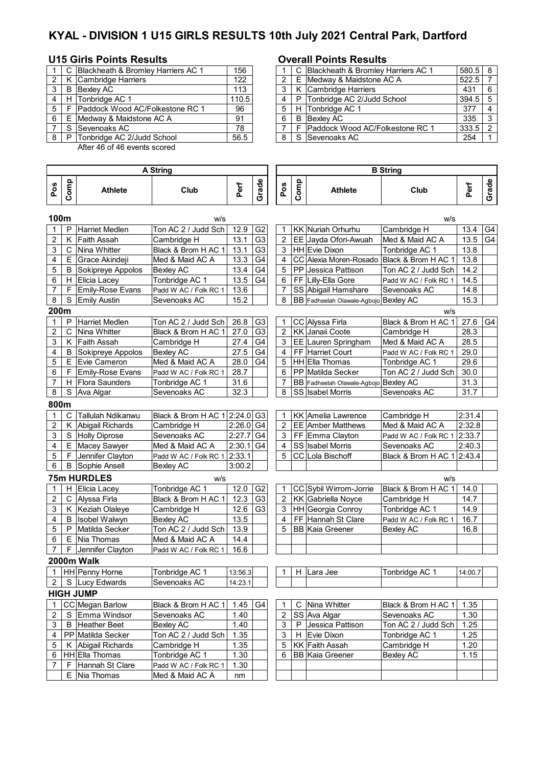# KYAL - DIVISION 1 U15 GIRLS RESULTS 10th July 2021 Central Park, Dartford

## U15 Girls Points Results

| | | | |
|---|---|---|---|
| 1 | C | Blackheath & Bromley Harriers AC 1 | 156 |
| 2 | K | Cambridge Harriers | 122 |
| 3 | B | Bexley AC | 113 |
| 4 | H | Tonbridge AC 1 | 110.5 |
| 5 | F | Paddock Wood AC/Folkestone RC 1 | 96 |
| 6 | E | Medway & Maidstone AC A | 91 |
| 7 | S | Sevenoaks AC | 78 |
| 8 | P | Tonbridge AC 2/Judd School | 56.5 |

After 46 of 46 events scored

## Overall Points Results

| | | | | |
|---|---|---|---|---|
| 1 | C | Blackheath & Bromley Harriers AC 1 | 580.5 | 8 |
| 2 | E | Medway & Maidstone AC A | 522.5 | 7 |
| 3 | K | Cambridge Harriers | 431 | 6 |
| 4 | P | Tonbridge AC 2/Judd School | 394.5 | 5 |
| 5 | H | Tonbridge AC 1 | 377 | 4 |
| 6 | B | Bexley AC | 335 | 3 |
| 7 | F | Paddock Wood AC/Folkestone RC 1 | 333.5 | 2 |
| 8 | S | Sevenoaks AC | 254 | 1 |

## A String / B String

| A String | | | | | | B String | | | | | |
|---|---|---|---|---|---|---|---|---|---|---|---|
| Pos | Comp | Athlete | Club | Perf | Grade | Pos | Comp | Athlete | Club | Perf | Grade |
| **100m** | | | w/s | | | | | | w/s | | |
| 1 | P | Harriet Medlen | Ton AC 2 / Judd Sch | 12.9 | G2 | 1 | KK | Nuriah Orhurhu | Cambridge H | 13.4 | G4 |
| 2 | K | Faith Assah | Cambridge H | 13.1 | G3 | 2 | EE | Jayda Ofori-Awuah | Med & Maid AC A | 13.5 | G4 |
| 3 | C | Nina Whitter | Black & Brom H AC 1 | 13.1 | G3 | 3 | HH | Evie Dixon | Tonbridge AC 1 | 13.8 | |
| 4 | E | Grace Akindeji | Med & Maid AC A | 13.3 | G4 | 4 | CC | Alexia Moren-Rosado | Black & Brom H AC 1 | 13.8 | |
| 5 | B | Sokipreye Appolos | Bexley AC | 13.4 | G4 | 5 | PP | Jessica Pattison | Ton AC 2 / Judd Sch | 14.2 | |
| 6 | H | Elicia Lacey | Tonbridge AC 1 | 13.5 | G4 | 6 | FF | Lilly-Ella Gore | Padd W AC / Folk RC 1 | 14.5 | |
| 7 | F | Emily-Rose Evans | Padd W AC / Folk RC 1 | 13.6 | | 7 | SS | Abigail Hamshare | Sevenoaks AC | 14.8 | |
| 8 | S | Emily Austin | Sevenoaks AC | 15.2 | | 8 | BB | Fadheelah Olawale-Agbojo | Bexley AC | 15.3 | |
| **200m** | | | | | | | | | w/s | | |
| 1 | P | Harriet Medlen | Ton AC 2 / Judd Sch | 26.8 | G3 | 1 | CC | Alyssa Firla | Black & Brom H AC 1 | 27.6 | G4 |
| 2 | C | Nina Whitter | Black & Brom H AC 1 | 27.0 | G3 | 2 | KK | Janaii Coote | Cambridge H | 28.3 | |
| 3 | K | Faith Assah | Cambridge H | 27.4 | G4 | 3 | EE | Lauren Springham | Med & Maid AC A | 28.5 | |
| 4 | B | Sokipreye Appolos | Bexley AC | 27.5 | G4 | 4 | FF | Harriet Court | Padd W AC / Folk RC 1 | 29.0 | |
| 5 | E | Evie Cameron | Med & Maid AC A | 28.0 | G4 | 5 | HH | Ella Thomas | Tonbridge AC 1 | 29.6 | |
| 6 | F | Emily-Rose Evans | Padd W AC / Folk RC 1 | 28.7 | | 6 | PP | Matilda Secker | Ton AC 2 / Judd Sch | 30.0 | |
| 7 | H | Flora Saunders | Tonbridge AC 1 | 31.6 | | 7 | BB | Fadheelah Olawale-Agbojo | Bexley AC | 31.3 | |
| 8 | S | Ava Algar | Sevenoaks AC | 32.3 | | 8 | SS | Isabel Morris | Sevenoaks AC | 31.7 | |
| **800m** | | | | | | | | | | | |
| 1 | C | Tallulah Ndikanwu | Black & Brom H AC 1 | 2:24.0 | G3 | 1 | KK | Amelia Lawrence | Cambridge H | 2:31.4 | |
| 2 | K | Abigail Richards | Cambridge H | 2:26.0 | G4 | 2 | EE | Amber Matthews | Med & Maid AC A | 2:32.8 | |
| 3 | S | Holly Diprose | Sevenoaks AC | 2:27.7 | G4 | 3 | FF | Emma Clayton | Padd W AC / Folk RC 1 | 2:33.7 | |
| 4 | E | Macey Sawyer | Med & Maid AC A | 2:30.1 | G4 | 4 | SS | Isabel Morris | Sevenoaks AC | 2:40.3 | |
| 5 | F | Jennifer Clayton | Padd W AC / Folk RC 1 | 2:33.1 | | 5 | CC | Lola Bischoff | Black & Brom H AC 1 | 2:43.4 | |
| 6 | B | Sophie Ansell | Bexley AC | 3:00.2 | | | | | | | |
| **75m HURDLES** | | | w/s | | | | | | w/s | | |
| 1 | H | Elicia Lacey | Tonbridge AC 1 | 12.0 | G2 | 1 | CC | Sybil Wirrom-Jorrie | Black & Brom H AC 1 | 14.0 | |
| 2 | C | Alyssa Firla | Black & Brom H AC 1 | 12.3 | G3 | 2 | KK | Gabriella Noyce | Cambridge H | 14.7 | |
| 3 | K | Keziah Olaleye | Cambridge H | 12.6 | G3 | 3 | HH | Georgia Conroy | Tonbridge AC 1 | 14.9 | |
| 4 | B | Isobel Walwyn | Bexley AC | 13.5 | | 4 | FF | Hannah St Clare | Padd W AC / Folk RC 1 | 16.7 | |
| 5 | P | Matilda Secker | Ton AC 2 / Judd Sch | 13.9 | | 5 | BB | Kaia Greener | Bexley AC | 16.8 | |
| 6 | E | Nia Thomas | Med & Maid AC A | 14.4 | | | | | | | |
| 7 | F | Jennifer Clayton | Padd W AC / Folk RC 1 | 16.6 | | | | | | | |
| **2000m Walk** | | | | | | | | | | | |
| 1 | HH | Penny Horne | Tonbridge AC 1 | 13:56.3 | | 1 | H | Lara Jee | Tonbridge AC 1 | 14:00.7 | |
| 2 | S | Lucy Edwards | Sevenoaks AC | 14:23.1 | | | | | | | |
| **HIGH JUMP** | | | | | | | | | | | |
| 1 | CC | Megan Barlow | Black & Brom H AC 1 | 1.45 | G4 | 1 | C | Nina Whitter | Black & Brom H AC 1 | 1.35 | |
| 2 | S | Emma Windsor | Sevenoaks AC | 1.40 | | 2 | SS | Ava Algar | Sevenoaks AC | 1.30 | |
| 3 | B | Heather Beet | Bexley AC | 1.40 | | 3 | P | Jessica Pattison | Ton AC 2 / Judd Sch | 1.25 | |
| 4 | PP | Matilda Secker | Ton AC 2 / Judd Sch | 1.35 | | 3 | H | Evie Dixon | Tonbridge AC 1 | 1.25 | |
| 5 | K | Abigail Richards | Cambridge H | 1.35 | | 5 | KK | Faith Assah | Cambridge H | 1.20 | |
| 6 | HH | Ella Thomas | Tonbridge AC 1 | 1.30 | | 6 | BB | Kaia Greener | Bexley AC | 1.15 | |
| 7 | F | Hannah St Clare | Padd W AC / Folk RC 1 | 1.30 | | | | | | | |
| | E | Nia Thomas | Med & Maid AC A | nm | | | | | | | |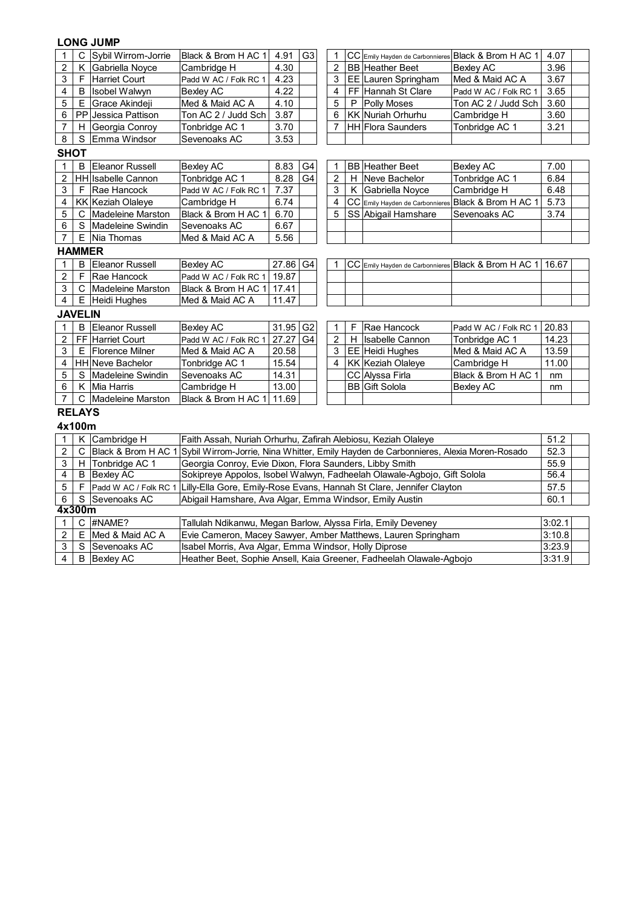## LONG JUMP

| | | | | | | | | | | | |
|---|---|---|---|---|---|---|---|---|---|---|---|
| 1 | C | Sybil Wirrom-Jorrie | Black & Brom H AC 1 | 4.91 | G3 | 1 | CC | Emily Hayden de Carbonnieres | Black & Brom H AC 1 | 4.07 | |
| 2 | K | Gabriella Noyce | Cambridge H | 4.30 | | 2 | BB | Heather Beet | Bexley AC | 3.96 | |
| 3 | F | Harriet Court | Padd W AC / Folk RC 1 | 4.23 | | 3 | EE | Lauren Springham | Med & Maid AC A | 3.67 | |
| 4 | B | Isobel Walwyn | Bexley AC | 4.22 | | 4 | FF | Hannah St Clare | Padd W AC / Folk RC 1 | 3.65 | |
| 5 | E | Grace Akindeji | Med & Maid AC A | 4.10 | | 5 | P | Polly Moses | Ton AC 2 / Judd Sch | 3.60 | |
| 6 | PP | Jessica Pattison | Ton AC 2 / Judd Sch | 3.87 | | 6 | KK | Nuriah Orhurhu | Cambridge H | 3.60 | |
| 7 | H | Georgia Conroy | Tonbridge AC 1 | 3.70 | | 7 | HH | Flora Saunders | Tonbridge AC 1 | 3.21 | |
| 8 | S | Emma Windsor | Sevenoaks AC | 3.53 | | | | | | | |

## SHOT

| | | | | | | | | | | | |
|---|---|---|---|---|---|---|---|---|---|---|---|
| 1 | B | Eleanor Russell | Bexley AC | 8.83 | G4 | 1 | BB | Heather Beet | Bexley AC | 7.00 | |
| 2 | HH | Isabelle Cannon | Tonbridge AC 1 | 8.28 | G4 | 2 | H | Neve Bachelor | Tonbridge AC 1 | 6.84 | |
| 3 | F | Rae Hancock | Padd W AC / Folk RC 1 | 7.37 | | 3 | K | Gabriella Noyce | Cambridge H | 6.48 | |
| 4 | KK | Keziah Olaleye | Cambridge H | 6.74 | | 4 | CC | Emily Hayden de Carbonnieres | Black & Brom H AC 1 | 5.73 | |
| 5 | C | Madeleine Marston | Black & Brom H AC 1 | 6.70 | | 5 | SS | Abigail Hamshare | Sevenoaks AC | 3.74 | |
| 6 | S | Madeleine Swindin | Sevenoaks AC | 6.67 | | | | | | | |
| 7 | E | Nia Thomas | Med & Maid AC A | 5.56 | | | | | | | |

## HAMMER

| | | | | | | | | | | | |
|---|---|---|---|---|---|---|---|---|---|---|---|
| 1 | B | Eleanor Russell | Bexley AC | 27.86 | G4 | 1 | CC | Emily Hayden de Carbonnieres | Black & Brom H AC 1 | 16.67 | |
| 2 | F | Rae Hancock | Padd W AC / Folk RC 1 | 19.87 | | | | | | | |
| 3 | C | Madeleine Marston | Black & Brom H AC 1 | 17.41 | | | | | | | |
| 4 | E | Heidi Hughes | Med & Maid AC A | 11.47 | | | | | | | |

## JAVELIN

| | | | | | | | | | | | |
|---|---|---|---|---|---|---|---|---|---|---|---|
| 1 | B | Eleanor Russell | Bexley AC | 31.95 | G2 | 1 | F | Rae Hancock | Padd W AC / Folk RC 1 | 20.83 | |
| 2 | FF | Harriet Court | Padd W AC / Folk RC 1 | 27.27 | G4 | 2 | H | Isabelle Cannon | Tonbridge AC 1 | 14.23 | |
| 3 | E | Florence Milner | Med & Maid AC A | 20.58 | | 3 | EE | Heidi Hughes | Med & Maid AC A | 13.59 | |
| 4 | HH | Neve Bachelor | Tonbridge AC 1 | 15.54 | | 4 | KK | Keziah Olaleye | Cambridge H | 11.00 | |
| 5 | S | Madeleine Swindin | Sevenoaks AC | 14.31 | | | CC | Alyssa Firla | Black & Brom H AC 1 | nm | |
| 6 | K | Mia Harris | Cambridge H | 13.00 | | | BB | Gift Solola | Bexley AC | nm | |
| 7 | C | Madeleine Marston | Black & Brom H AC 1 | 11.69 | | | | | | | |

## RELAYS

### 4x100m

| | | | | | |
|---|---|---|---|---|---|
| 1 | K | Cambridge H | Faith Assah, Nuriah Orhurhu, Zafirah Alebiosu, Keziah Olaleye | 51.2 | |
| 2 | C | Black & Brom H AC 1 | Sybil Wirrom-Jorrie, Nina Whitter, Emily Hayden de Carbonnieres, Alexia Moren-Rosado | 52.3 | |
| 3 | H | Tonbridge AC 1 | Georgia Conroy, Evie Dixon, Flora Saunders, Libby Smith | 55.9 | |
| 4 | B | Bexley AC | Sokipreye Appolos, Isobel Walwyn, Fadheelah Olawale-Agbojo, Gift Solola | 56.4 | |
| 5 | F | Padd W AC / Folk RC 1 | Lilly-Ella Gore, Emily-Rose Evans, Hannah St Clare, Jennifer Clayton | 57.5 | |
| 6 | S | Sevenoaks AC | Abigail Hamshare, Ava Algar, Emma Windsor, Emily Austin | 60.1 | |

### 4x300m

| | | | | | |
|---|---|---|---|---|---|
| 1 | C | #NAME? | Tallulah Ndikanwu, Megan Barlow, Alyssa Firla, Emily Deveney | 3:02.1 | |
| 2 | E | Med & Maid AC A | Evie Cameron, Macey Sawyer, Amber Matthews, Lauren Springham | 3:10.8 | |
| 3 | S | Sevenoaks AC | Isabel Morris, Ava Algar, Emma Windsor, Holly Diprose | 3:23.9 | |
| 4 | B | Bexley AC | Heather Beet, Sophie Ansell, Kaia Greener, Fadheelah Olawale-Agbojo | 3:31.9 | |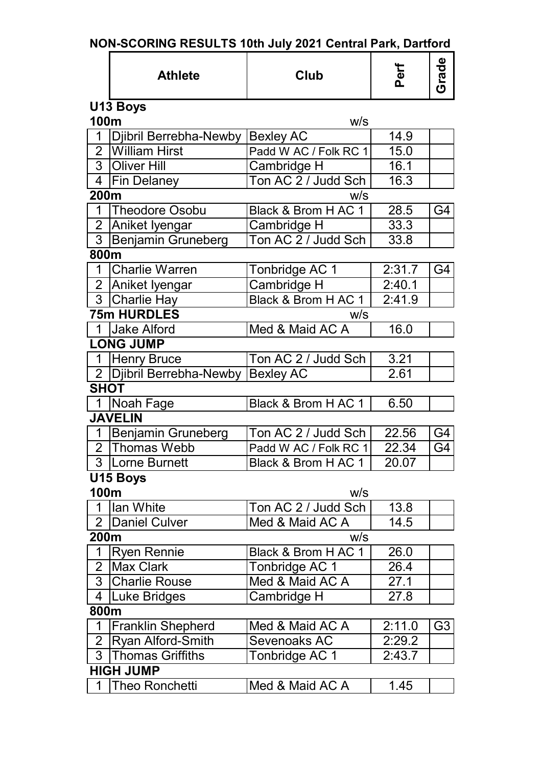# NON-SCORING RESULTS 10th July 2021 Central Park, Dartford

| | Athlete | Club | Perf | Grade |
|---|---|---|---|---|
| **U13 Boys** | | | | |
| **100m** | | w/s | | |
| 1 | Djibril Berrebha-Newby | Bexley AC | 14.9 | |
| 2 | William Hirst | Padd W AC / Folk RC 1 | 15.0 | |
| 3 | Oliver Hill | Cambridge H | 16.1 | |
| 4 | Fin Delaney | Ton AC 2 / Judd Sch | 16.3 | |
| **200m** | | w/s | | |
| 1 | Theodore Osobu | Black & Brom H AC 1 | 28.5 | G4 |
| 2 | Aniket Iyengar | Cambridge H | 33.3 | |
| 3 | Benjamin Gruneberg | Ton AC 2 / Judd Sch | 33.8 | |
| **800m** | | | | |
| 1 | Charlie Warren | Tonbridge AC 1 | 2:31.7 | G4 |
| 2 | Aniket Iyengar | Cambridge H | 2:40.1 | |
| 3 | Charlie Hay | Black & Brom H AC 1 | 2:41.9 | |
| **75m HURDLES** | | w/s | | |
| 1 | Jake Alford | Med & Maid AC A | 16.0 | |
| **LONG JUMP** | | | | |
| 1 | Henry Bruce | Ton AC 2 / Judd Sch | 3.21 | |
| 2 | Djibril Berrebha-Newby | Bexley AC | 2.61 | |
| **SHOT** | | | | |
| 1 | Noah Fage | Black & Brom H AC 1 | 6.50 | |
| **JAVELIN** | | | | |
| 1 | Benjamin Gruneberg | Ton AC 2 / Judd Sch | 22.56 | G4 |
| 2 | Thomas Webb | Padd W AC / Folk RC 1 | 22.34 | G4 |
| 3 | Lorne Burnett | Black & Brom H AC 1 | 20.07 | |
| **U15 Boys** | | | | |
| **100m** | | w/s | | |
| 1 | Ian White | Ton AC 2 / Judd Sch | 13.8 | |
| 2 | Daniel Culver | Med & Maid AC A | 14.5 | |
| **200m** | | w/s | | |
| 1 | Ryen Rennie | Black & Brom H AC 1 | 26.0 | |
| 2 | Max Clark | Tonbridge AC 1 | 26.4 | |
| 3 | Charlie Rouse | Med & Maid AC A | 27.1 | |
| 4 | Luke Bridges | Cambridge H | 27.8 | |
| **800m** | | | | |
| 1 | Franklin Shepherd | Med & Maid AC A | 2:11.0 | G3 |
| 2 | Ryan Alford-Smith | Sevenoaks AC | 2:29.2 | |
| 3 | Thomas Griffiths | Tonbridge AC 1 | 2:43.7 | |
| **HIGH JUMP** | | | | |
| 1 | Theo Ronchetti | Med & Maid AC A | 1.45 | |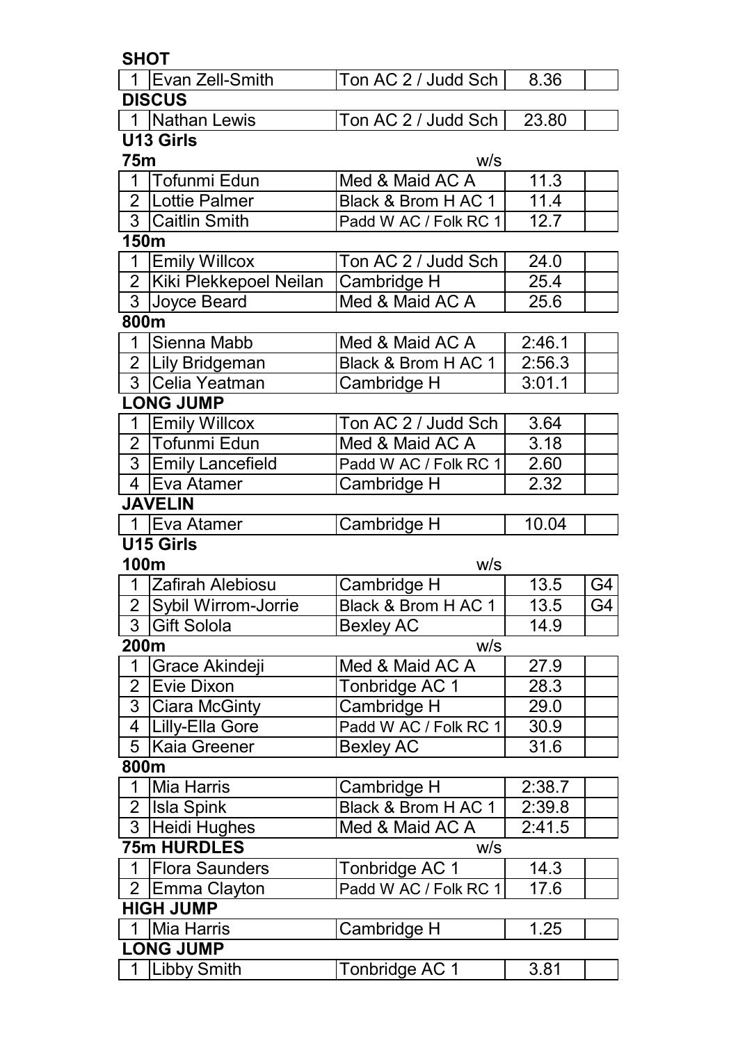**SHOT**

| | | | | |
|---|---|---|---|---|
| 1 | Evan Zell-Smith | Ton AC 2 / Judd Sch | 8.36 | |

**DISCUS**

| | | | | |
|---|---|---|---|---|
| 1 | Nathan Lewis | Ton AC 2 / Judd Sch | 23.80 | |

## U13 Girls

**75m** w/s

| | | | | |
|---|---|---|---|---|
| 1 | Tofunmi Edun | Med & Maid AC A | 11.3 | |
| 2 | Lottie Palmer | Black & Brom H AC 1 | 11.4 | |
| 3 | Caitlin Smith | Padd W AC / Folk RC 1 | 12.7 | |

**150m**

| | | | | |
|---|---|---|---|---|
| 1 | Emily Willcox | Ton AC 2 / Judd Sch | 24.0 | |
| 2 | Kiki Plekkepoel Neilan | Cambridge H | 25.4 | |
| 3 | Joyce Beard | Med & Maid AC A | 25.6 | |

**800m**

| | | | | |
|---|---|---|---|---|
| 1 | Sienna Mabb | Med & Maid AC A | 2:46.1 | |
| 2 | Lily Bridgeman | Black & Brom H AC 1 | 2:56.3 | |
| 3 | Celia Yeatman | Cambridge H | 3:01.1 | |

**LONG JUMP**

| | | | | |
|---|---|---|---|---|
| 1 | Emily Willcox | Ton AC 2 / Judd Sch | 3.64 | |
| 2 | Tofunmi Edun | Med & Maid AC A | 3.18 | |
| 3 | Emily Lancefield | Padd W AC / Folk RC 1 | 2.60 | |
| 4 | Eva Atamer | Cambridge H | 2.32 | |

**JAVELIN**

| | | | | |
|---|---|---|---|---|
| 1 | Eva Atamer | Cambridge H | 10.04 | |

## U15 Girls

**100m** w/s

| | | | | |
|---|---|---|---|---|
| 1 | Zafirah Alebiosu | Cambridge H | 13.5 | G4 |
| 2 | Sybil Wirrom-Jorrie | Black & Brom H AC 1 | 13.5 | G4 |
| 3 | Gift Solola | Bexley AC | 14.9 | |

**200m** w/s

| | | | | |
|---|---|---|---|---|
| 1 | Grace Akindeji | Med & Maid AC A | 27.9 | |
| 2 | Evie Dixon | Tonbridge AC 1 | 28.3 | |
| 3 | Ciara McGinty | Cambridge H | 29.0 | |
| 4 | Lilly-Ella Gore | Padd W AC / Folk RC 1 | 30.9 | |
| 5 | Kaia Greener | Bexley AC | 31.6 | |

**800m**

| | | | | |
|---|---|---|---|---|
| 1 | Mia Harris | Cambridge H | 2:38.7 | |
| 2 | Isla Spink | Black & Brom H AC 1 | 2:39.8 | |
| 3 | Heidi Hughes | Med & Maid AC A | 2:41.5 | |

**75m HURDLES** w/s

| | | | | |
|---|---|---|---|---|
| 1 | Flora Saunders | Tonbridge AC 1 | 14.3 | |
| 2 | Emma Clayton | Padd W AC / Folk RC 1 | 17.6 | |

**HIGH JUMP**

| | | | | |
|---|---|---|---|---|
| 1 | Mia Harris | Cambridge H | 1.25 | |

**LONG JUMP**

| | | | | |
|---|---|---|---|---|
| 1 | Libby Smith | Tonbridge AC 1 | 3.81 | |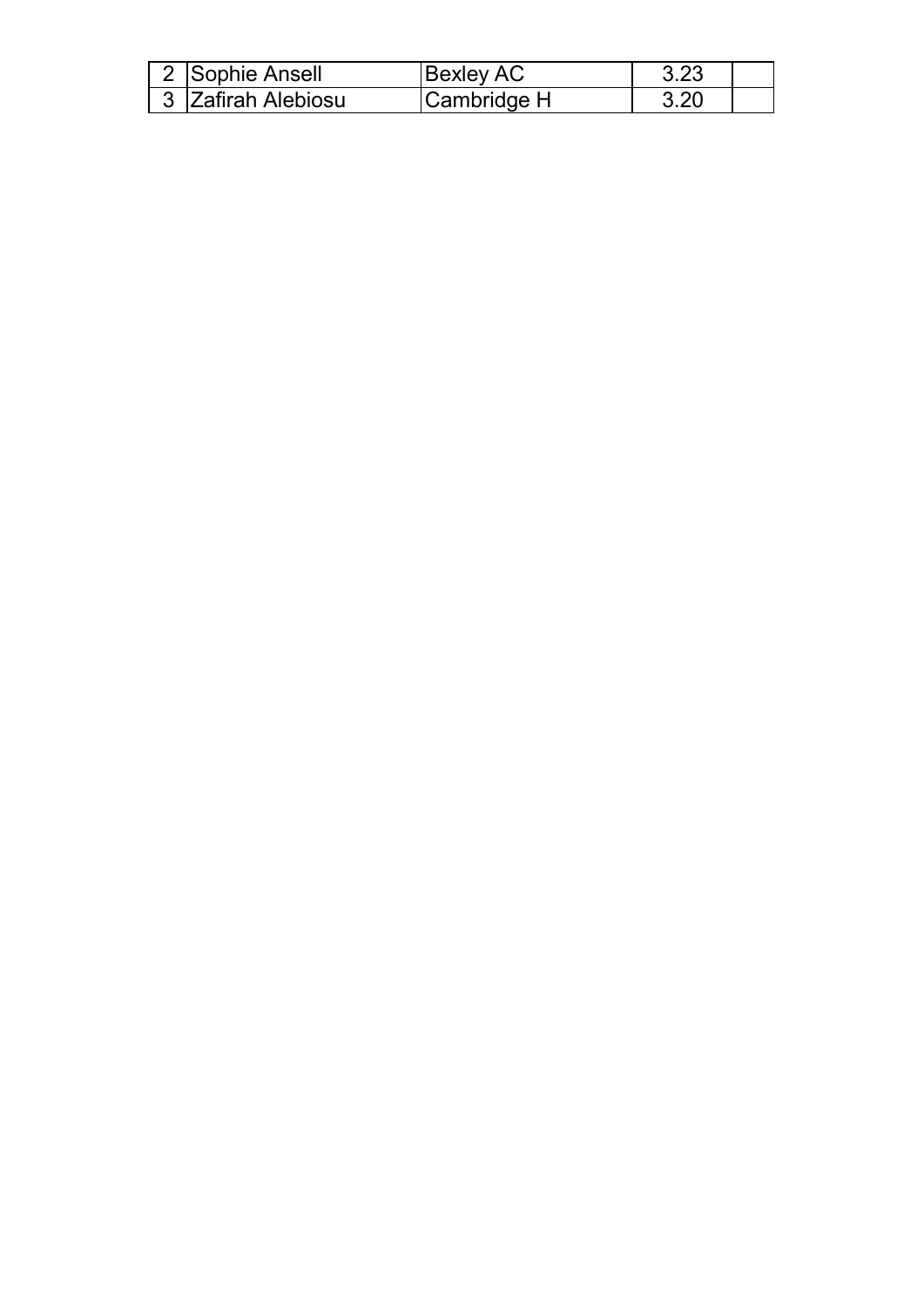| | | | | |
|---|---|---|---|---|
| 2 | Sophie Ansell | Bexley AC | 3.23 | |
| 3 | Zafirah Alebiosu | Cambridge H | 3.20 | |